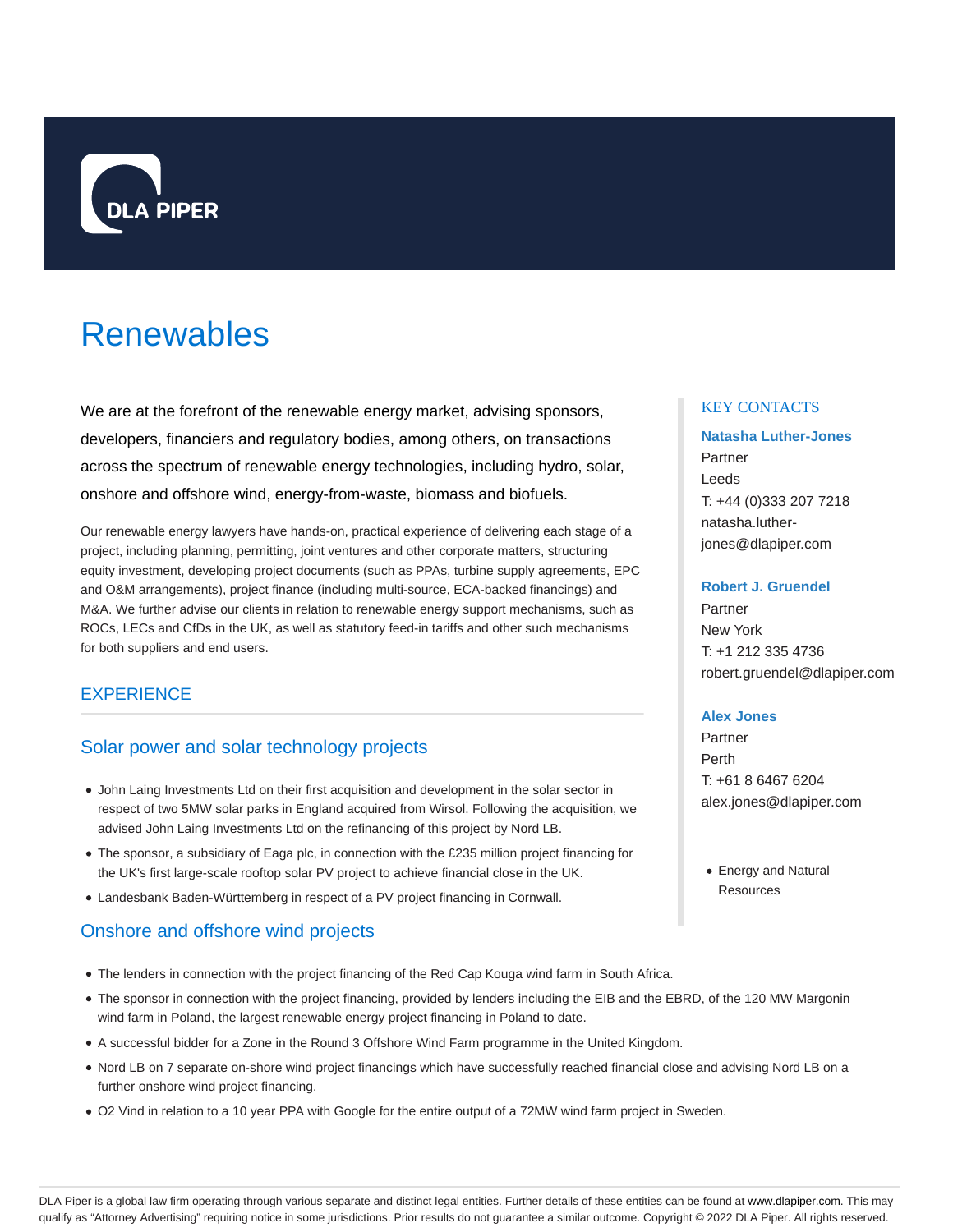# Renewables

We are at the forefront of the renewable energy market, advising sponsors, developers, financiers and regulatory bodies, among others, on transactions across the spectrum of renewable energy technologies, including hydro, solar, onshore and offshore wind, energy-from-waste, biomass and biofuels.

Our renewable energy lawyers have hands-on, practical experience of delivering each stage of a project, including planning, permitting, joint ventures and other corporate matters, structuring equity investment, developing project documents (such as PPAs, turbine supply agreements, EPC and O&M arrangements), project finance (including multi-source, ECA-backed financings) and M&A. We further advise our clients in relation to renewable energy support mechanisms, such as ROCs, LECs and CfDs in the UK, as well as statutory feed-in tariffs and other such mechanisms for both suppliers and end users.

## KEY CONTACTS

**Natasha Luther-Jones**
Partner
Leeds
T: +44 (0)333 207 7218
natasha.luther-jones@dlapiper.com

**Robert J. Gruendel**
Partner
New York
T: +1 212 335 4736
robert.gruendel@dlapiper.com

**Alex Jones**
Partner
Perth
T: +61 8 6467 6204
alex.jones@dlapiper.com

- Energy and Natural Resources

## EXPERIENCE

### Solar power and solar technology projects

- John Laing Investments Ltd on their first acquisition and development in the solar sector in respect of two 5MW solar parks in England acquired from Wirsol. Following the acquisition, we advised John Laing Investments Ltd on the refinancing of this project by Nord LB.
- The sponsor, a subsidiary of Eaga plc, in connection with the £235 million project financing for the UK's first large-scale rooftop solar PV project to achieve financial close in the UK.
- Landesbank Baden-Württemberg in respect of a PV project financing in Cornwall.

### Onshore and offshore wind projects

- The lenders in connection with the project financing of the Red Cap Kouga wind farm in South Africa.
- The sponsor in connection with the project financing, provided by lenders including the EIB and the EBRD, of the 120 MW Margonin wind farm in Poland, the largest renewable energy project financing in Poland to date.
- A successful bidder for a Zone in the Round 3 Offshore Wind Farm programme in the United Kingdom.
- Nord LB on 7 separate on-shore wind project financings which have successfully reached financial close and advising Nord LB on a further onshore wind project financing.
- O2 Vind in relation to a 10 year PPA with Google for the entire output of a 72MW wind farm project in Sweden.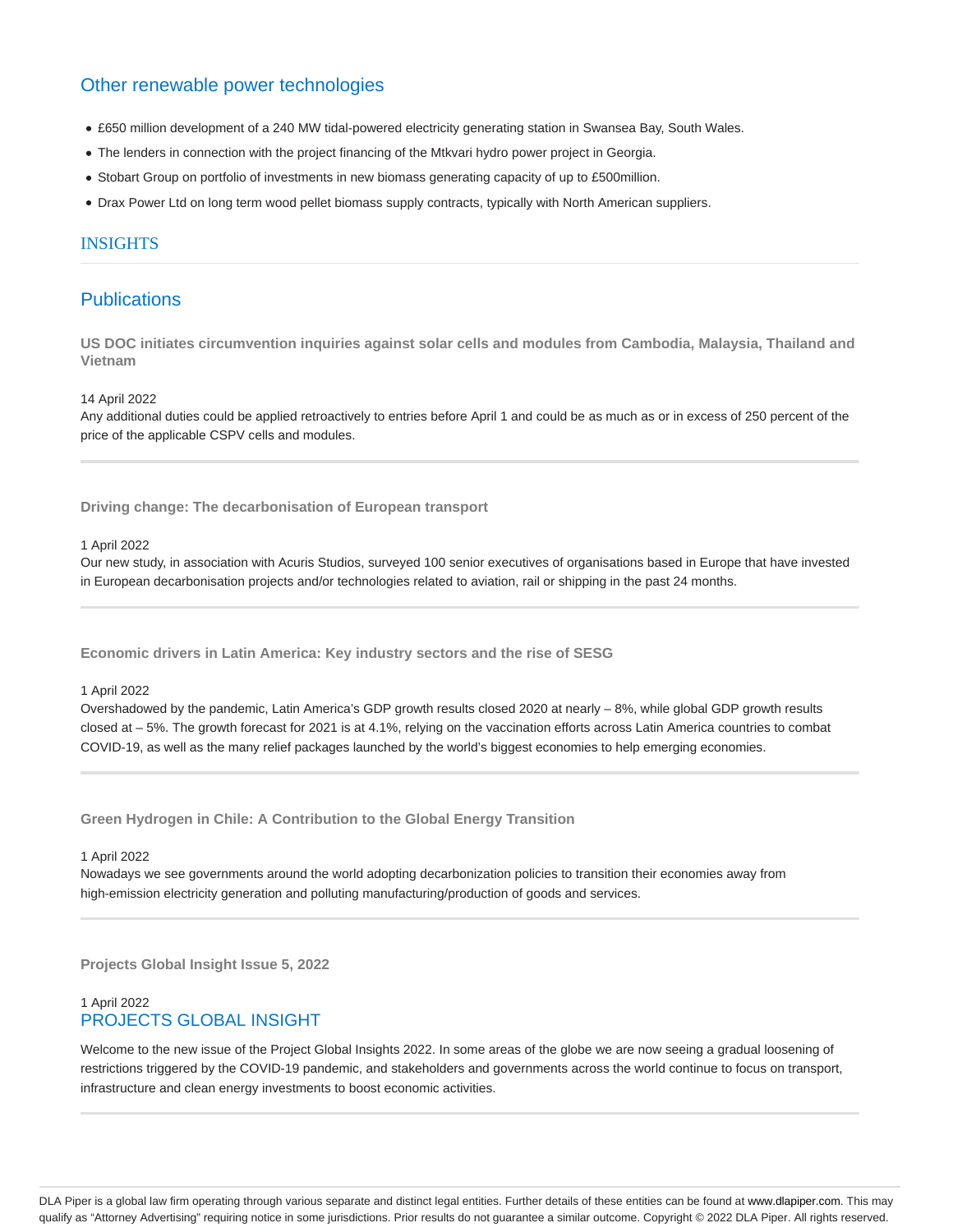## Other renewable power technologies

- £650 million development of a 240 MW tidal-powered electricity generating station in Swansea Bay, South Wales.
- The lenders in connection with the project financing of the Mtkvari hydro power project in Georgia.
- Stobart Group on portfolio of investments in new biomass generating capacity of up to £500million.
- Drax Power Ltd on long term wood pellet biomass supply contracts, typically with North American suppliers.

## INSIGHTS

## Publications

**US DOC initiates circumvention inquiries against solar cells and modules from Cambodia, Malaysia, Thailand and Vietnam**

14 April 2022

Any additional duties could be applied retroactively to entries before April 1 and could be as much as or in excess of 250 percent of the price of the applicable CSPV cells and modules.

---

**Driving change: The decarbonisation of European transport**

1 April 2022

Our new study, in association with Acuris Studios, surveyed 100 senior executives of organisations based in Europe that have invested in European decarbonisation projects and/or technologies related to aviation, rail or shipping in the past 24 months.

---

**Economic drivers in Latin America: Key industry sectors and the rise of SESG**

1 April 2022

Overshadowed by the pandemic, Latin America's GDP growth results closed 2020 at nearly – 8%, while global GDP growth results closed at – 5%. The growth forecast for 2021 is at 4.1%, relying on the vaccination efforts across Latin America countries to combat COVID-19, as well as the many relief packages launched by the world's biggest economies to help emerging economies.

---

**Green Hydrogen in Chile: A Contribution to the Global Energy Transition**

1 April 2022

Nowadays we see governments around the world adopting decarbonization policies to transition their economies away from high-emission electricity generation and polluting manufacturing/production of goods and services.

---

**Projects Global Insight Issue 5, 2022**

1 April 2022

### PROJECTS GLOBAL INSIGHT

Welcome to the new issue of the Project Global Insights 2022. In some areas of the globe we are now seeing a gradual loosening of restrictions triggered by the COVID-19 pandemic, and stakeholders and governments across the world continue to focus on transport, infrastructure and clean energy investments to boost economic activities.

---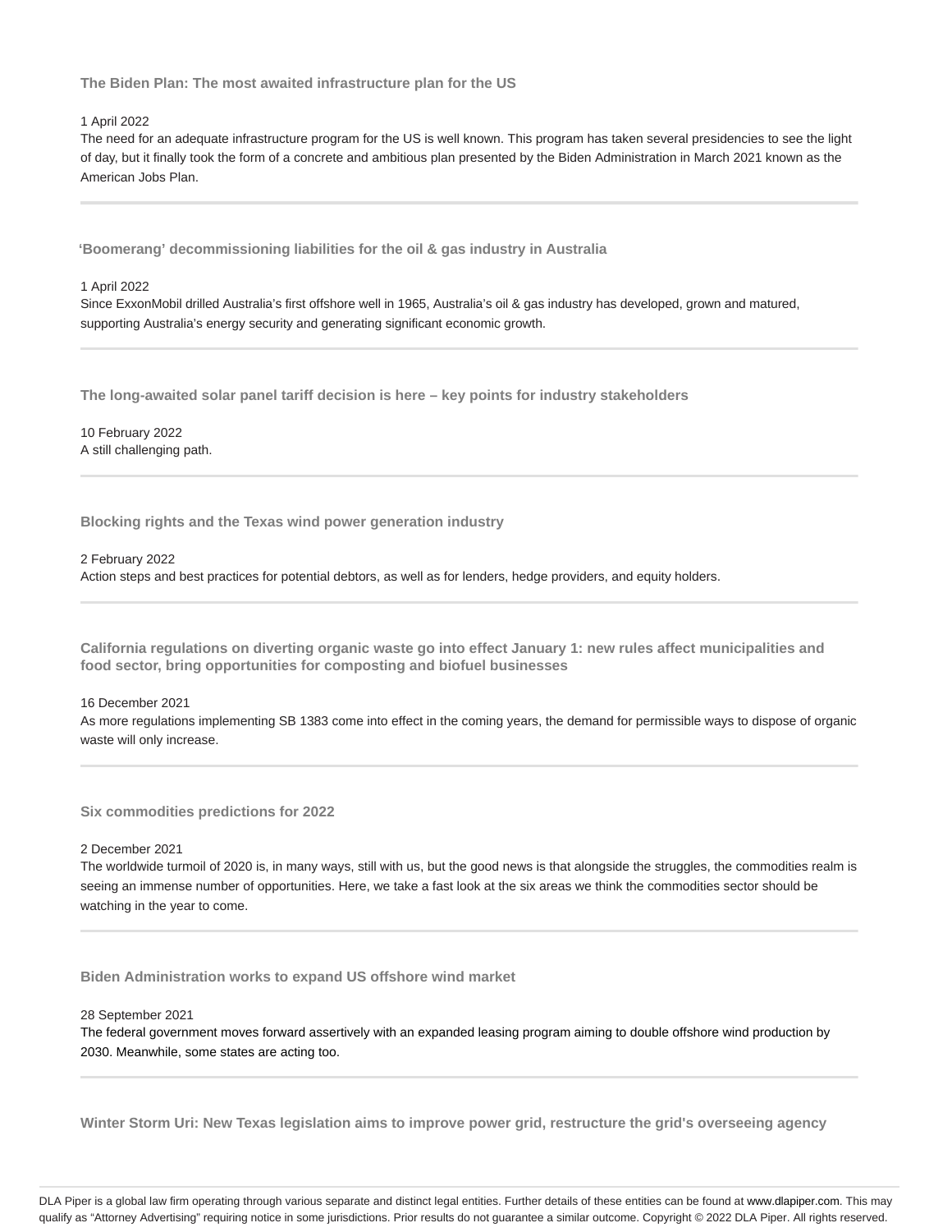### The Biden Plan: The most awaited infrastructure plan for the US

1 April 2022

The need for an adequate infrastructure program for the US is well known. This program has taken several presidencies to see the light of day, but it finally took the form of a concrete and ambitious plan presented by the Biden Administration in March 2021 known as the American Jobs Plan.

---

### 'Boomerang' decommissioning liabilities for the oil & gas industry in Australia

1 April 2022

Since ExxonMobil drilled Australia's first offshore well in 1965, Australia's oil & gas industry has developed, grown and matured, supporting Australia's energy security and generating significant economic growth.

---

### The long-awaited solar panel tariff decision is here – key points for industry stakeholders

10 February 2022

A still challenging path.

---

### Blocking rights and the Texas wind power generation industry

2 February 2022

Action steps and best practices for potential debtors, as well as for lenders, hedge providers, and equity holders.

---

### California regulations on diverting organic waste go into effect January 1: new rules affect municipalities and food sector, bring opportunities for composting and biofuel businesses

16 December 2021

As more regulations implementing SB 1383 come into effect in the coming years, the demand for permissible ways to dispose of organic waste will only increase.

---

### Six commodities predictions for 2022

2 December 2021

The worldwide turmoil of 2020 is, in many ways, still with us, but the good news is that alongside the struggles, the commodities realm is seeing an immense number of opportunities. Here, we take a fast look at the six areas we think the commodities sector should be watching in the year to come.

---

### Biden Administration works to expand US offshore wind market

28 September 2021

The federal government moves forward assertively with an expanded leasing program aiming to double offshore wind production by 2030. Meanwhile, some states are acting too.

---

### Winter Storm Uri: New Texas legislation aims to improve power grid, restructure the grid's overseeing agency

DLA Piper is a global law firm operating through various separate and distinct legal entities. Further details of these entities can be found at www.dlapiper.com. This may qualify as "Attorney Advertising" requiring notice in some jurisdictions. Prior results do not guarantee a similar outcome. Copyright © 2022 DLA Piper. All rights reserved.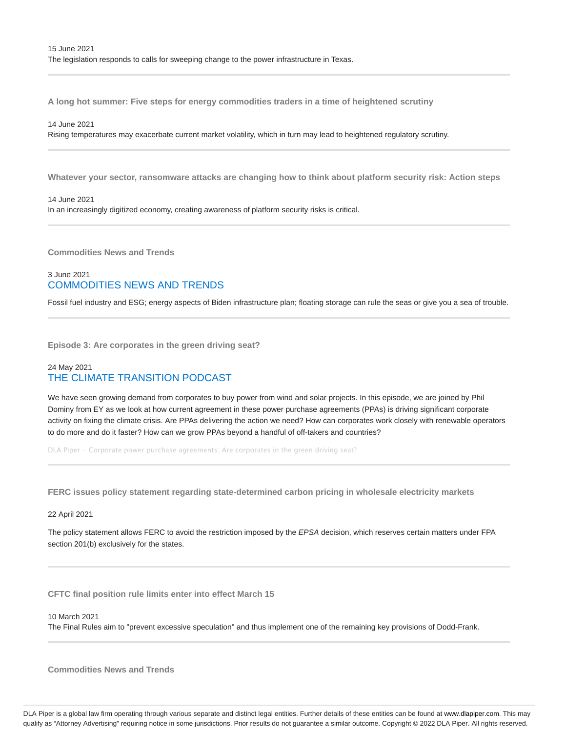15 June 2021
The legislation responds to calls for sweeping change to the power infrastructure in Texas.

---

### A long hot summer: Five steps for energy commodities traders in a time of heightened scrutiny

14 June 2021
Rising temperatures may exacerbate current market volatility, which in turn may lead to heightened regulatory scrutiny.

---

### Whatever your sector, ransomware attacks are changing how to think about platform security risk: Action steps

14 June 2021
In an increasingly digitized economy, creating awareness of platform security risks is critical.

---

### Commodities News and Trends

3 June 2021
COMMODITIES NEWS AND TRENDS

Fossil fuel industry and ESG; energy aspects of Biden infrastructure plan; floating storage can rule the seas or give you a sea of trouble.

---

### Episode 3: Are corporates in the green driving seat?

24 May 2021
THE CLIMATE TRANSITION PODCAST

We have seen growing demand from corporates to buy power from wind and solar projects. In this episode, we are joined by Phil Dominy from EY as we look at how current agreement in these power purchase agreements (PPAs) is driving significant corporate activity on fixing the climate crisis. Are PPAs delivering the action we need? How can corporates work closely with renewable operators to do more and do it faster? How can we grow PPAs beyond a handful of off-takers and countries?

DLA Piper · Corporate power purchase agreements: Are corporates in the green driving seat?

---

### FERC issues policy statement regarding state-determined carbon pricing in wholesale electricity markets

22 April 2021

The policy statement allows FERC to avoid the restriction imposed by the *EPSA* decision, which reserves certain matters under FPA section 201(b) exclusively for the states.

---

### CFTC final position rule limits enter into effect March 15

10 March 2021
The Final Rules aim to "prevent excessive speculation" and thus implement one of the remaining key provisions of Dodd-Frank.

---

### Commodities News and Trends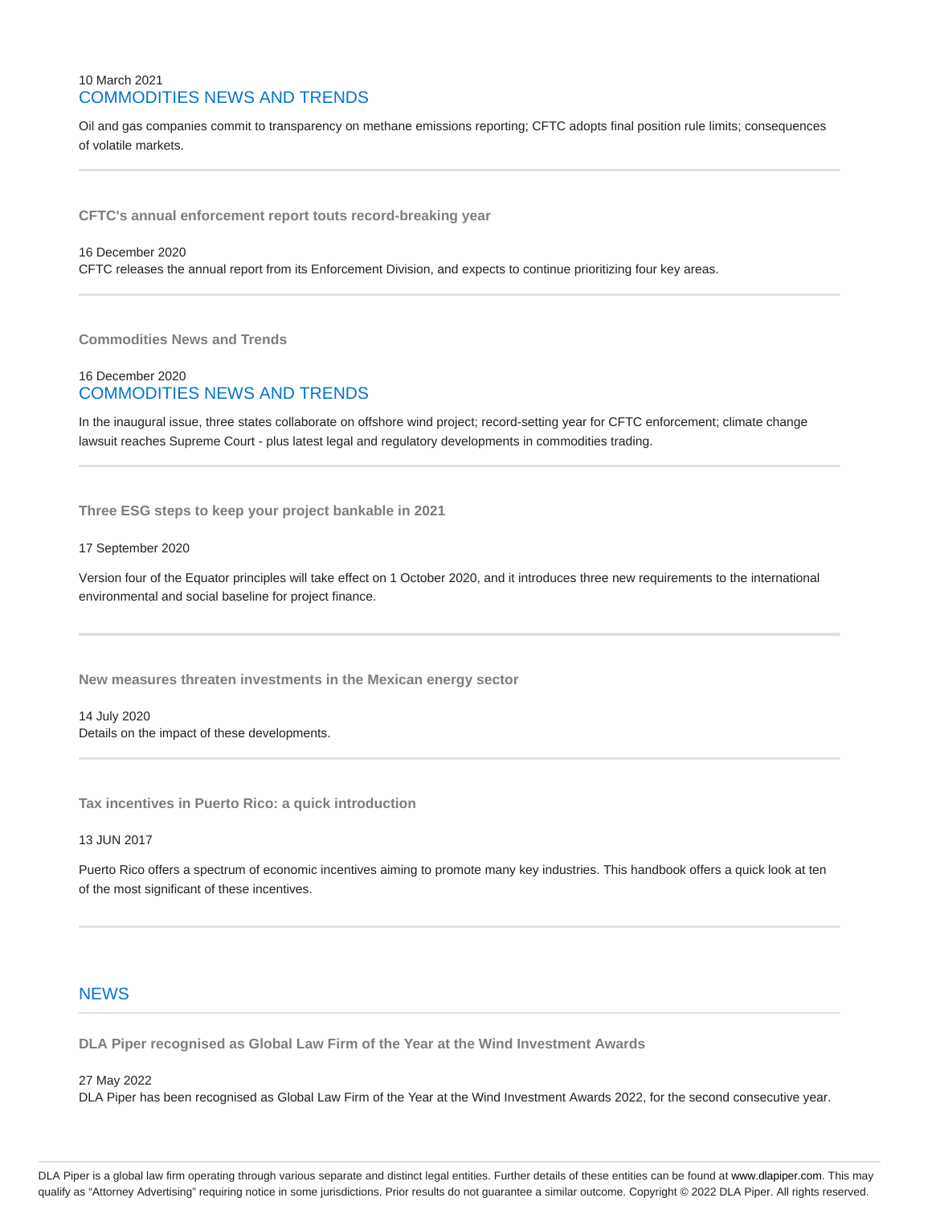10 March 2021

### COMMODITIES NEWS AND TRENDS

Oil and gas companies commit to transparency on methane emissions reporting; CFTC adopts final position rule limits; consequences of volatile markets.

---

**CFTC's annual enforcement report touts record-breaking year**

16 December 2020

CFTC releases the annual report from its Enforcement Division, and expects to continue prioritizing four key areas.

---

**Commodities News and Trends**

16 December 2020

### COMMODITIES NEWS AND TRENDS

In the inaugural issue, three states collaborate on offshore wind project; record-setting year for CFTC enforcement; climate change lawsuit reaches Supreme Court - plus latest legal and regulatory developments in commodities trading.

---

**Three ESG steps to keep your project bankable in 2021**

17 September 2020

Version four of the Equator principles will take effect on 1 October 2020, and it introduces three new requirements to the international environmental and social baseline for project finance.

---

**New measures threaten investments in the Mexican energy sector**

14 July 2020

Details on the impact of these developments.

---

**Tax incentives in Puerto Rico: a quick introduction**

13 JUN 2017

Puerto Rico offers a spectrum of economic incentives aiming to promote many key industries. This handbook offers a quick look at ten of the most significant of these incentives.

---

## NEWS

**DLA Piper recognised as Global Law Firm of the Year at the Wind Investment Awards**

27 May 2022

DLA Piper has been recognised as Global Law Firm of the Year at the Wind Investment Awards 2022, for the second consecutive year.

DLA Piper is a global law firm operating through various separate and distinct legal entities. Further details of these entities can be found at www.dlapiper.com. This may qualify as "Attorney Advertising" requiring notice in some jurisdictions. Prior results do not guarantee a similar outcome. Copyright © 2022 DLA Piper. All rights reserved.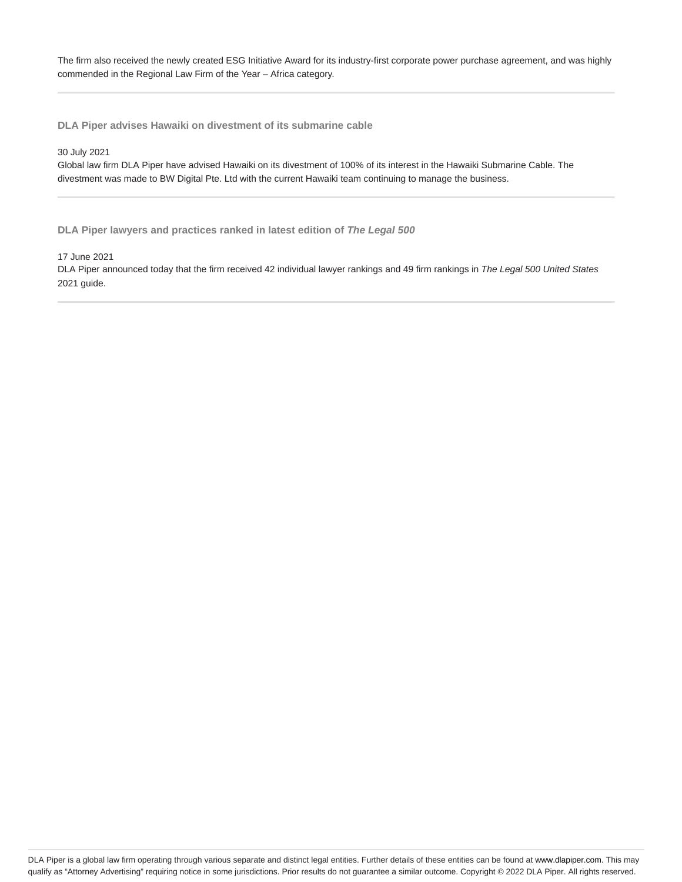The firm also received the newly created ESG Initiative Award for its industry-first corporate power purchase agreement, and was highly commended in the Regional Law Firm of the Year – Africa category.

---

### DLA Piper advises Hawaiki on divestment of its submarine cable

30 July 2021

Global law firm DLA Piper have advised Hawaiki on its divestment of 100% of its interest in the Hawaiki Submarine Cable. The divestment was made to BW Digital Pte. Ltd with the current Hawaiki team continuing to manage the business.

---

### DLA Piper lawyers and practices ranked in latest edition of *The Legal 500*

17 June 2021

DLA Piper announced today that the firm received 42 individual lawyer rankings and 49 firm rankings in *The Legal 500 United States* 2021 guide.

---

DLA Piper is a global law firm operating through various separate and distinct legal entities. Further details of these entities can be found at www.dlapiper.com. This may qualify as “Attorney Advertising” requiring notice in some jurisdictions. Prior results do not guarantee a similar outcome. Copyright © 2022 DLA Piper. All rights reserved.